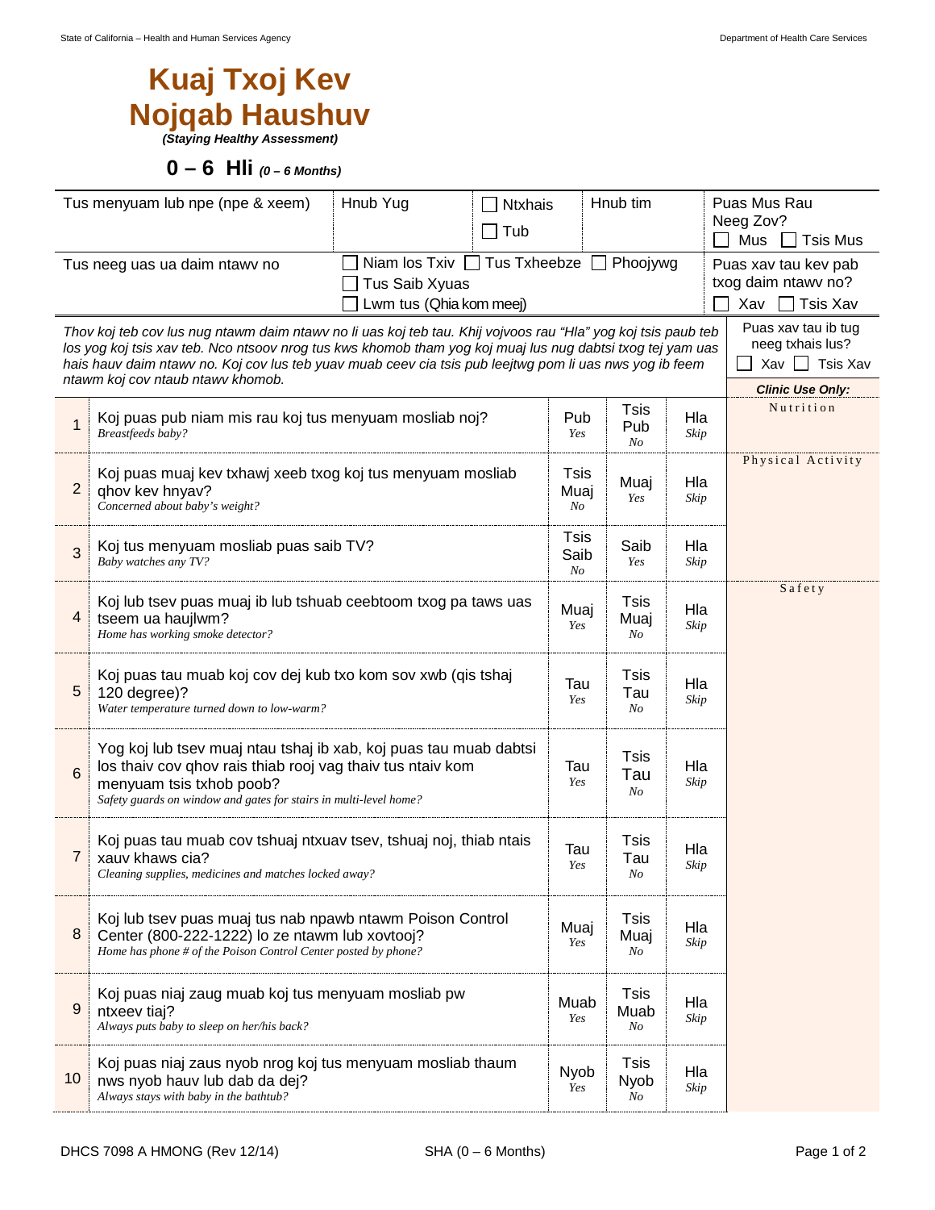# Kuaj Txoj Kev Nojqab Haushuv

***(Staying Healthy Assessment)***

## 0 – 6 Hli *(0 – 6 Months)*

| Tus menyuam lub npe (npe & xeem) | Hnub Yug | ☐ Ntxhais ☐ Tub | Hnub tim | Puas Mus Rau Neeg Zov? ☐ Mus ☐ Tsis Mus |
|---|---|---|---|---|
| Tus neeg uas ua daim ntawv no | ☐ Niam los Txiv ☐ Tus Txheebze ☐ Phoojywg ☐ Tus Saib Xyuas ☐ Lwm tus (Qhia kom meej) | | | Puas xav tau kev pab txog daim ntawv no? ☐ Xav ☐ Tsis Xav |

*Thov koj teb cov lus nug ntawm daim ntawv no li uas koj teb tau. Khij vojvoos rau "Hla" yog koj tsis paub teb los yog koj tsis xav teb. Nco ntsoov nrog tus kws khomob tham yog koj muaj lus nug dabtsi txog tej yam uas hais hauv daim ntawv no. Koj cov lus teb yuav muab ceev cia tsis pub leejtwg pom li uas nws yog ib feem ntawm koj cov ntaub ntawv khomob.*

Puas xav tau ib tug neeg txhais lus? ☐ Xav ☐ Tsis Xav

| # | Question | | | | *Clinic Use Only:* |
|---|---|---|---|---|---|
| 1 | Koj puas pub niam mis rau koj tus menyuam mosliab noj? *Breastfeeds baby?* | Pub *Yes* | Tsis Pub *No* | Hla *Skip* | Nutrition |
| 2 | Koj puas muaj kev txhawj xeeb txog koj tus menyuam mosliab qhov kev hnyav? *Concerned about baby's weight?* | Tsis Muaj *No* | Muaj *Yes* | Hla *Skip* | Physical Activity |
| 3 | Koj tus menyuam mosliab puas saib TV? *Baby watches any TV?* | Tsis Saib *No* | Saib *Yes* | Hla *Skip* | |
| 4 | Koj lub tsev puas muaj ib lub tshuab ceebtoom txog pa taws uas tseem ua haujlwm? *Home has working smoke detector?* | Muaj *Yes* | Tsis Muaj *No* | Hla *Skip* | Safety |
| 5 | Koj puas tau muab koj cov dej kub txo kom sov xwb (qis tshaj 120 degree)? *Water temperature turned down to low-warm?* | Tau *Yes* | Tsis Tau *No* | Hla *Skip* | |
| 6 | Yog koj lub tsev muaj ntau tshaj ib xab, koj puas tau muab dabtsi los thaiv cov qhov rais thiab rooj vag thaiv tus ntaiv kom menyuam tsis txhob poob? *Safety guards on window and gates for stairs in multi-level home?* | Tau *Yes* | Tsis Tau *No* | Hla *Skip* | |
| 7 | Koj puas tau muab cov tshuaj ntxuav tsev, tshuaj noj, thiab ntais xauv khaws cia? *Cleaning supplies, medicines and matches locked away?* | Tau *Yes* | Tsis Tau *No* | Hla *Skip* | |
| 8 | Koj lub tsev puas muaj tus nab npawb ntawm Poison Control Center (800-222-1222) lo ze ntawm lub xovtooj? *Home has phone # of the Poison Control Center posted by phone?* | Muaj *Yes* | Tsis Muaj *No* | Hla *Skip* | |
| 9 | Koj puas niaj zaug muab koj tus menyuam mosliab pw ntxeev tiaj? *Always puts baby to sleep on her/his back?* | Muab *Yes* | Tsis Muab *No* | Hla *Skip* | |
| 10 | Koj puas niaj zaus nyob nrog koj tus menyuam mosliab thaum nws nyob hauv lub dab da dej? *Always stays with baby in the bathtub?* | Nyob *Yes* | Tsis Nyob *No* | Hla *Skip* | |

DHCS 7098 A HMONG (Rev 12/14) SHA (0 – 6 Months)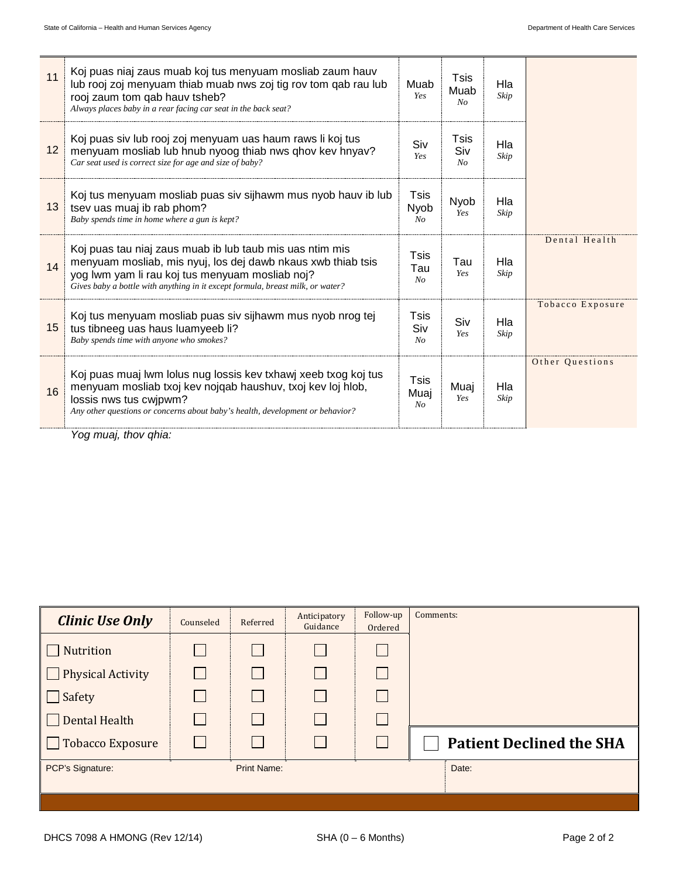| | | | | | |
|---|---|---|---|---|---|
| 11 | Koj puas niaj zaus muab koj tus menyuam mosliab zaum hauv lub rooj zoj menyuam thiab muab nws zoj tig rov tom qab rau lub rooj zaum tom qab hauv tsheb?<br>*Always places baby in a rear facing car seat in the back seat?* | Muab *Yes* | Tsis Muab *No* | Hla *Skip* | |
| 12 | Koj puas siv lub rooj zoj menyuam uas haum raws li koj tus menyuam mosliab lub hnub nyoog thiab nws qhov kev hnyav?<br>*Car seat used is correct size for age and size of baby?* | Siv *Yes* | Tsis Siv *No* | Hla *Skip* | |
| 13 | Koj tus menyuam mosliab puas siv sijhawm mus nyob hauv ib lub tsev uas muaj ib rab phom?<br>*Baby spends time in home where a gun is kept?* | Tsis Nyob *No* | Nyob *Yes* | Hla *Skip* | |
| 14 | Koj puas tau niaj zaus muab ib lub taub mis uas ntim mis menyuam mosliab, mis nyuj, los dej dawb nkaus xwb thiab tsis yog lwm yam li rau koj tus menyuam mosliab noj?<br>*Gives baby a bottle with anything in it except formula, breast milk, or water?* | Tsis Tau *No* | Tau *Yes* | Hla *Skip* | Dental Health |
| 15 | Koj tus menyuam mosliab puas siv sijhawm mus nyob nrog tej tus tibneeg uas haus luamyeeb li?<br>*Baby spends time with anyone who smokes?* | Tsis Siv *No* | Siv *Yes* | Hla *Skip* | Tobacco Exposure |
| 16 | Koj puas muaj lwm lolus nug lossis kev txhawj xeeb txog koj tus menyuam mosliab txoj kev nojqab haushuv, txoj kev loj hlob, lossis nws tus cwjpwm?<br>*Any other questions or concerns about baby's health, development or behavior?* | Tsis Muaj *No* | Muaj *Yes* | Hla *Skip* | Other Questions |

*Yog muaj, thov qhia:*

| ***Clinic Use Only*** | Counseled | Referred | Anticipatory Guidance | Follow-up Ordered | Comments: |
|---|---|---|---|---|---|
| ☐ Nutrition | ☐ | ☐ | ☐ | ☐ | |
| ☐ Physical Activity | ☐ | ☐ | ☐ | ☐ | |
| ☐ Safety | ☐ | ☐ | ☐ | ☐ | |
| ☐ Dental Health | ☐ | ☐ | ☐ | ☐ | |
| ☐ Tobacco Exposure | ☐ | ☐ | ☐ | ☐ | ☐ **Patient Declined the SHA** |

PCP's Signature: Print Name: Date:

DHCS 7098 A HMONG (Rev 12/14) SHA (0 – 6 Months)